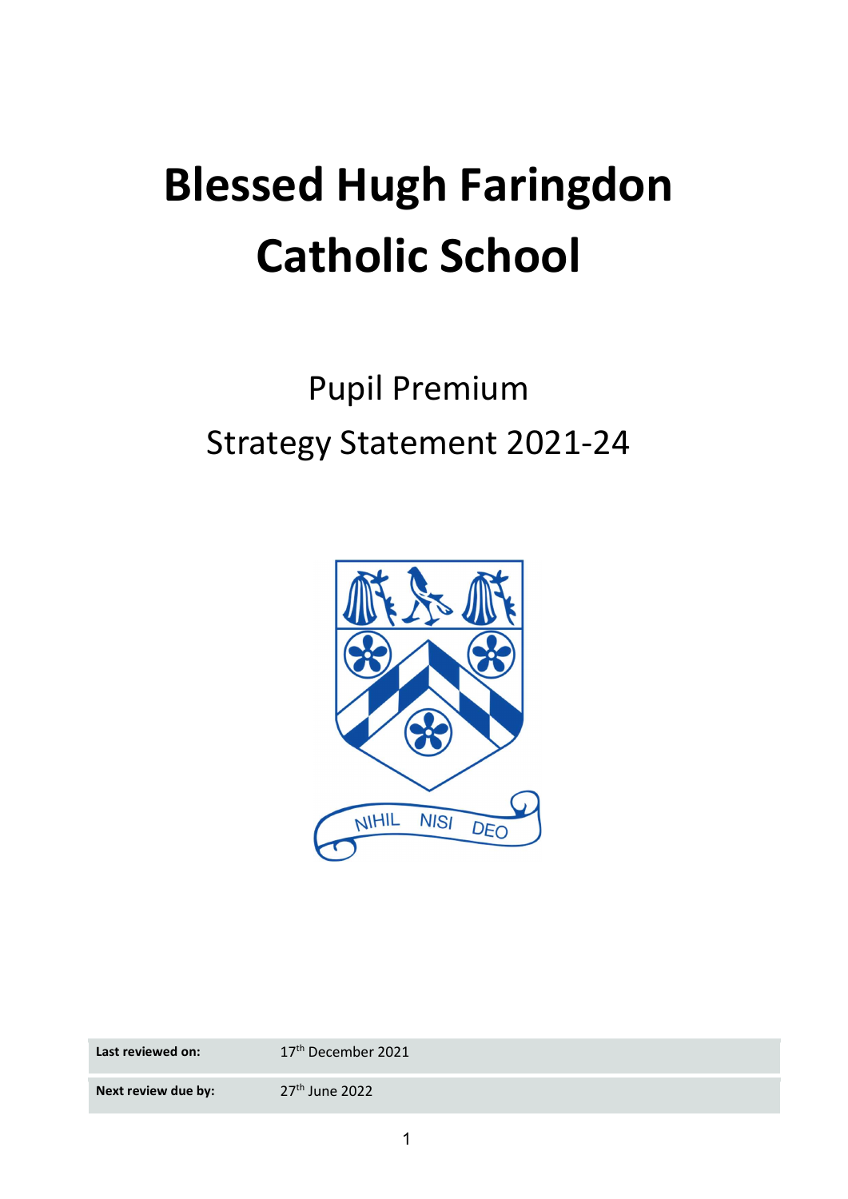# Blessed Hugh Faringdon Catholic School

## Pupil Premium

## Strategy Statement 2021-24

| | |
|---|---|
| **Last reviewed on:** | 17th December 2021 |
| **Next review due by:** | 27th June 2022 |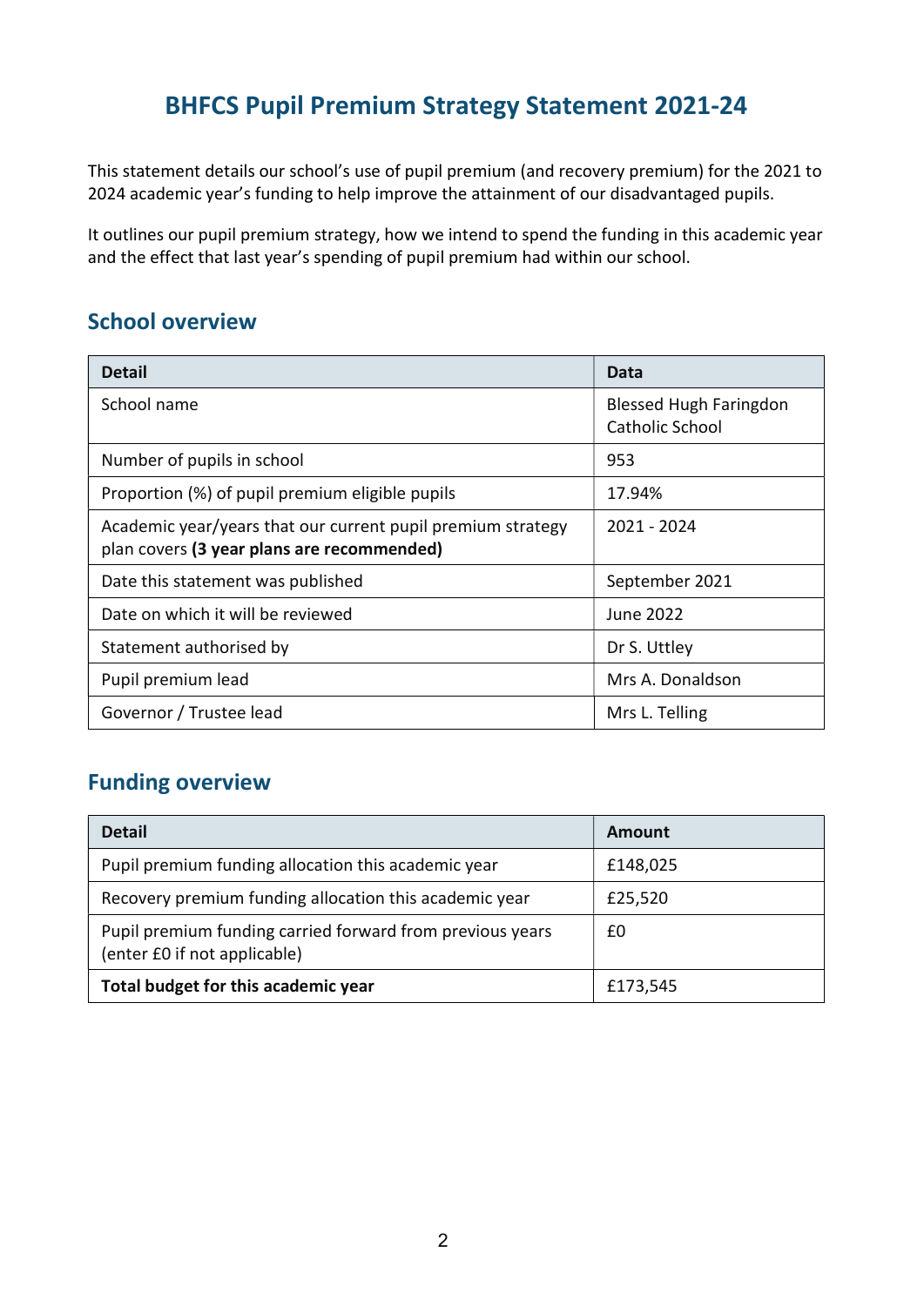# BHFCS Pupil Premium Strategy Statement 2021-24

This statement details our school's use of pupil premium (and recovery premium) for the 2021 to 2024 academic year's funding to help improve the attainment of our disadvantaged pupils.

It outlines our pupil premium strategy, how we intend to spend the funding in this academic year and the effect that last year's spending of pupil premium had within our school.

## School overview

| Detail | Data |
|---|---|
| School name | Blessed Hugh Faringdon Catholic School |
| Number of pupils in school | 953 |
| Proportion (%) of pupil premium eligible pupils | 17.94% |
| Academic year/years that our current pupil premium strategy plan covers **(3 year plans are recommended)** | 2021 - 2024 |
| Date this statement was published | September 2021 |
| Date on which it will be reviewed | June 2022 |
| Statement authorised by | Dr S. Uttley |
| Pupil premium lead | Mrs A. Donaldson |
| Governor / Trustee lead | Mrs L. Telling |

## Funding overview

| Detail | Amount |
|---|---|
| Pupil premium funding allocation this academic year | £148,025 |
| Recovery premium funding allocation this academic year | £25,520 |
| Pupil premium funding carried forward from previous years (enter £0 if not applicable) | £0 |
| **Total budget for this academic year** | £173,545 |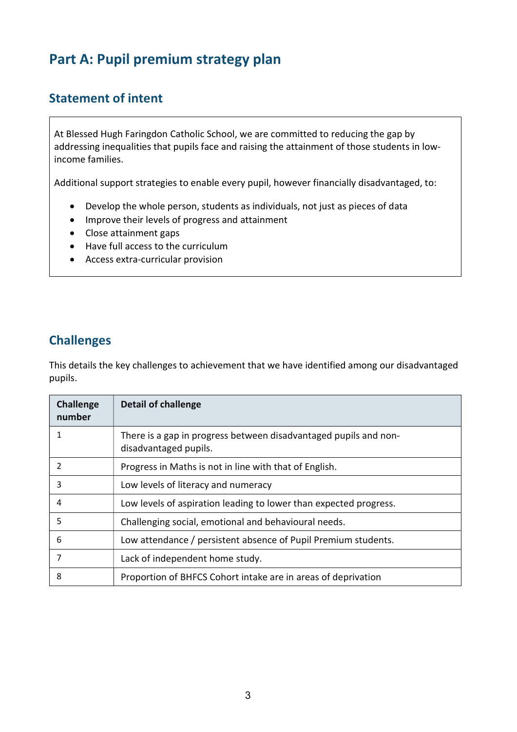# Part A: Pupil premium strategy plan

## Statement of intent

At Blessed Hugh Faringdon Catholic School, we are committed to reducing the gap by addressing inequalities that pupils face and raising the attainment of those students in low-income families.

Additional support strategies to enable every pupil, however financially disadvantaged, to:

- Develop the whole person, students as individuals, not just as pieces of data
- Improve their levels of progress and attainment
- Close attainment gaps
- Have full access to the curriculum
- Access extra-curricular provision

## Challenges

This details the key challenges to achievement that we have identified among our disadvantaged pupils.

| Challenge number | Detail of challenge |
|---|---|
| 1 | There is a gap in progress between disadvantaged pupils and non-disadvantaged pupils. |
| 2 | Progress in Maths is not in line with that of English. |
| 3 | Low levels of literacy and numeracy |
| 4 | Low levels of aspiration leading to lower than expected progress. |
| 5 | Challenging social, emotional and behavioural needs. |
| 6 | Low attendance / persistent absence of Pupil Premium students. |
| 7 | Lack of independent home study. |
| 8 | Proportion of BHFCS Cohort intake are in areas of deprivation |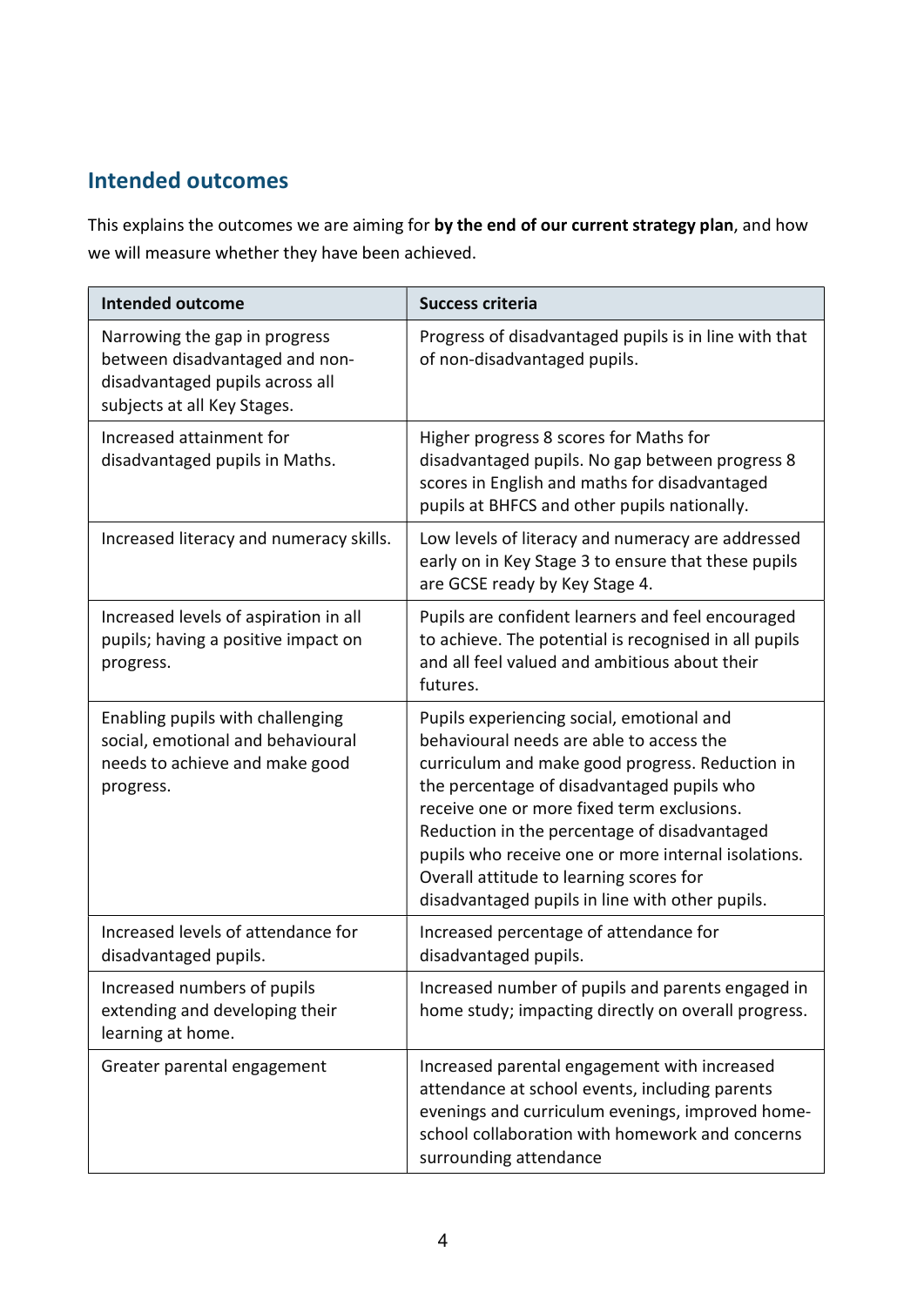## Intended outcomes

This explains the outcomes we are aiming for **by the end of our current strategy plan**, and how we will measure whether they have been achieved.

| Intended outcome | Success criteria |
|---|---|
| Narrowing the gap in progress between disadvantaged and non-disadvantaged pupils across all subjects at all Key Stages. | Progress of disadvantaged pupils is in line with that of non-disadvantaged pupils. |
| Increased attainment for disadvantaged pupils in Maths. | Higher progress 8 scores for Maths for disadvantaged pupils. No gap between progress 8 scores in English and maths for disadvantaged pupils at BHFCS and other pupils nationally. |
| Increased literacy and numeracy skills. | Low levels of literacy and numeracy are addressed early on in Key Stage 3 to ensure that these pupils are GCSE ready by Key Stage 4. |
| Increased levels of aspiration in all pupils; having a positive impact on progress. | Pupils are confident learners and feel encouraged to achieve. The potential is recognised in all pupils and all feel valued and ambitious about their futures. |
| Enabling pupils with challenging social, emotional and behavioural needs to achieve and make good progress. | Pupils experiencing social, emotional and behavioural needs are able to access the curriculum and make good progress. Reduction in the percentage of disadvantaged pupils who receive one or more fixed term exclusions. Reduction in the percentage of disadvantaged pupils who receive one or more internal isolations. Overall attitude to learning scores for disadvantaged pupils in line with other pupils. |
| Increased levels of attendance for disadvantaged pupils. | Increased percentage of attendance for disadvantaged pupils. |
| Increased numbers of pupils extending and developing their learning at home. | Increased number of pupils and parents engaged in home study; impacting directly on overall progress. |
| Greater parental engagement | Increased parental engagement with increased attendance at school events, including parents evenings and curriculum evenings, improved home-school collaboration with homework and concerns surrounding attendance |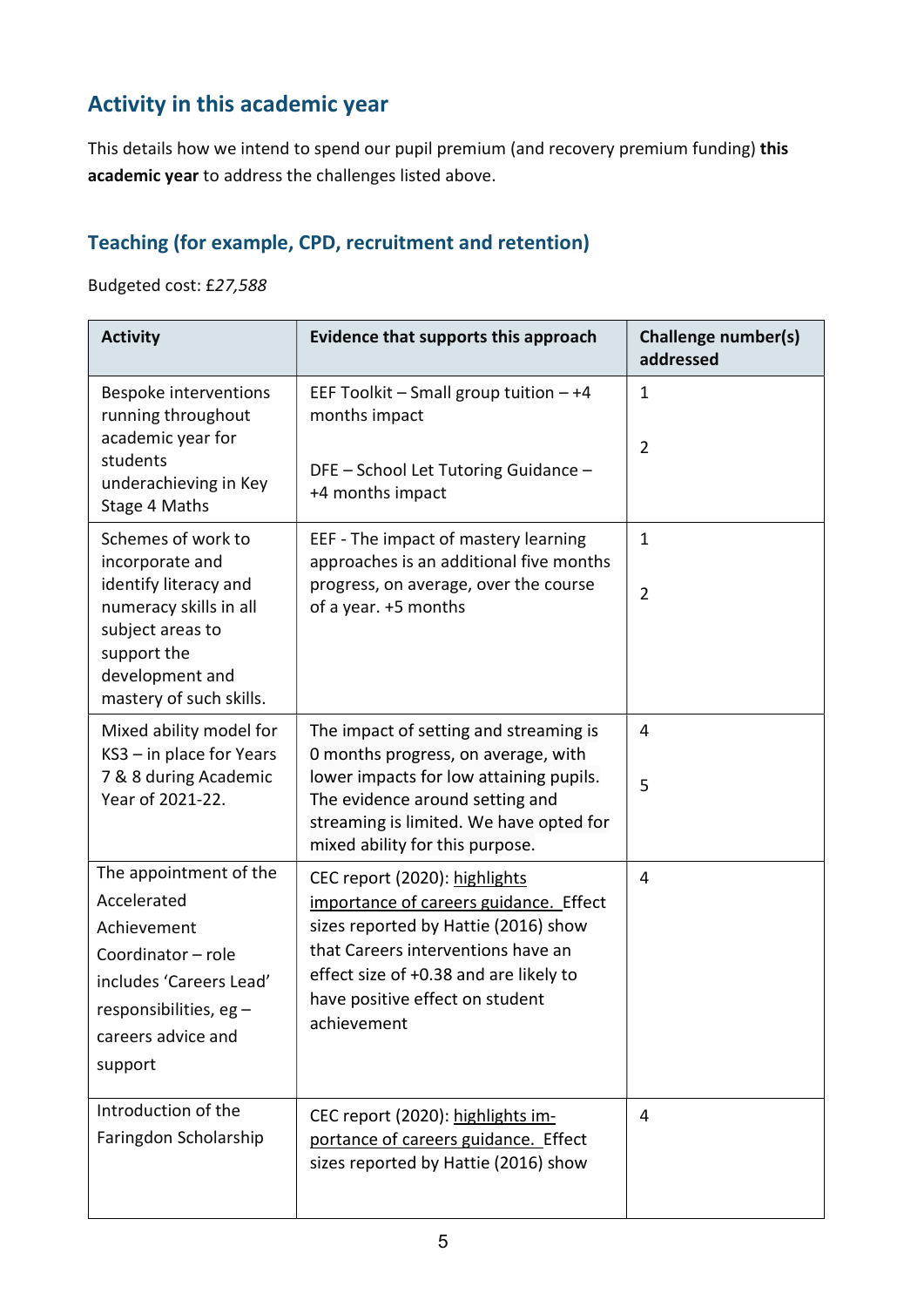## Activity in this academic year

This details how we intend to spend our pupil premium (and recovery premium funding) **this academic year** to address the challenges listed above.

### Teaching (for example, CPD, recruitment and retention)

Budgeted cost: *£27,588*

| Activity | Evidence that supports this approach | Challenge number(s) addressed |
|---|---|---|
| Bespoke interventions running throughout academic year for students underachieving in Key Stage 4 Maths | EEF Toolkit – Small group tuition – +4 months impact<br><br>DFE – School Let Tutoring Guidance – +4 months impact | 1<br><br>2 |
| Schemes of work to incorporate and identify literacy and numeracy skills in all subject areas to support the development and mastery of such skills. | EEF - The impact of mastery learning approaches is an additional five months progress, on average, over the course of a year. +5 months | 1<br><br>2 |
| Mixed ability model for KS3 – in place for Years 7 & 8 during Academic Year of 2021-22. | The impact of setting and streaming is 0 months progress, on average, with lower impacts for low attaining pupils. The evidence around setting and streaming is limited. We have opted for mixed ability for this purpose. | 4<br><br>5 |
| The appointment of the Accelerated Achievement Coordinator – role includes 'Careers Lead' responsibilities, eg – careers advice and support | CEC report (2020): highlights importance of careers guidance. Effect sizes reported by Hattie (2016) show that Careers interventions have an effect size of +0.38 and are likely to have positive effect on student achievement | 4 |
| Introduction of the Faringdon Scholarship | CEC report (2020): highlights importance of careers guidance. Effect sizes reported by Hattie (2016) show | 4 |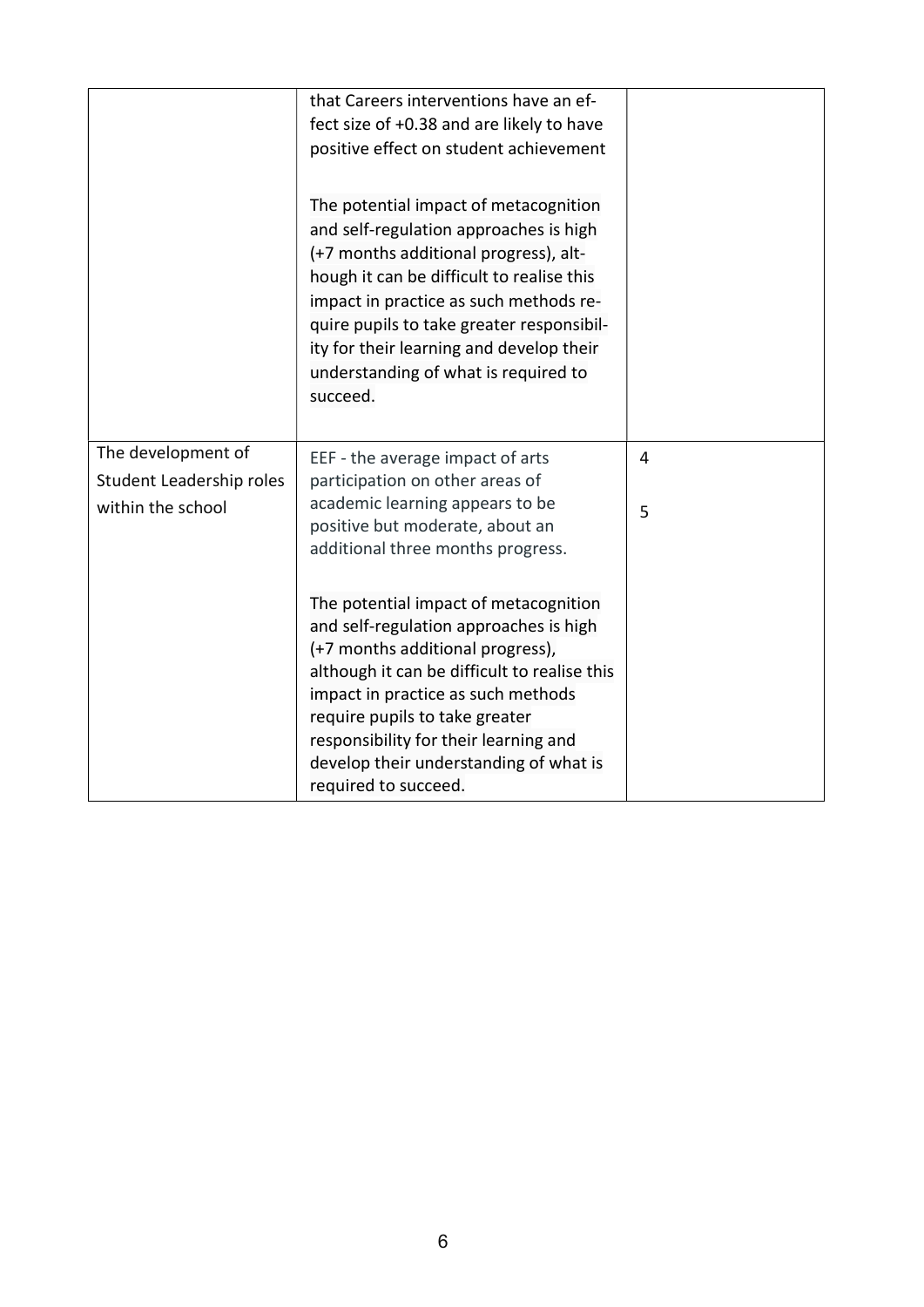| | | |
|---|---|---|
| | that Careers interventions have an effect size of +0.38 and are likely to have positive effect on student achievement<br><br>The potential impact of metacognition and self-regulation approaches is high (+7 months additional progress), although it can be difficult to realise this impact in practice as such methods require pupils to take greater responsibility for their learning and develop their understanding of what is required to succeed. | |
| The development of Student Leadership roles within the school | EEF - the average impact of arts participation on other areas of academic learning appears to be positive but moderate, about an additional three months progress.<br><br>The potential impact of metacognition and self-regulation approaches is high (+7 months additional progress), although it can be difficult to realise this impact in practice as such methods require pupils to take greater responsibility for their learning and develop their understanding of what is required to succeed. | 4<br><br>5 |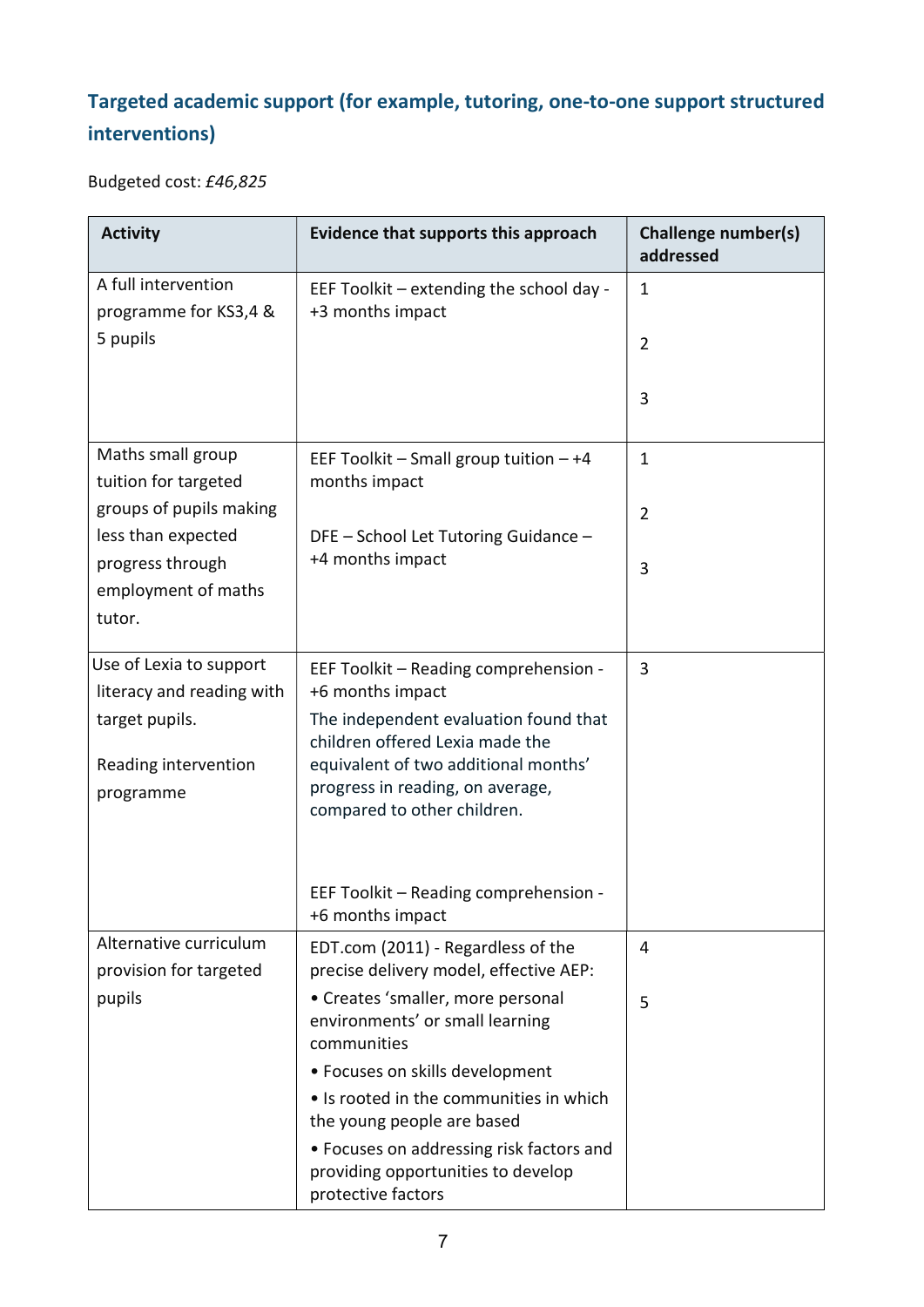## Targeted academic support (for example, tutoring, one-to-one support structured interventions)

Budgeted cost: *£46,825*

| Activity | Evidence that supports this approach | Challenge number(s) addressed |
|---|---|---|
| A full intervention programme for KS3,4 & 5 pupils | EEF Toolkit – extending the school day - +3 months impact | 1<br><br>2<br><br>3 |
| Maths small group tuition for targeted groups of pupils making less than expected progress through employment of maths tutor. | EEF Toolkit – Small group tuition – +4 months impact<br><br>DFE – School Let Tutoring Guidance – +4 months impact | 1<br><br>2<br><br>3 |
| Use of Lexia to support literacy and reading with target pupils.<br><br>Reading intervention programme | EEF Toolkit – Reading comprehension - +6 months impact<br>The independent evaluation found that children offered Lexia made the equivalent of two additional months' progress in reading, on average, compared to other children.<br><br>EEF Toolkit – Reading comprehension - +6 months impact | 3 |
| Alternative curriculum provision for targeted pupils | EDT.com (2011) - Regardless of the precise delivery model, effective AEP:<br>• Creates 'smaller, more personal environments' or small learning communities<br>• Focuses on skills development<br>• Is rooted in the communities in which the young people are based<br>• Focuses on addressing risk factors and providing opportunities to develop protective factors | 4<br><br>5 |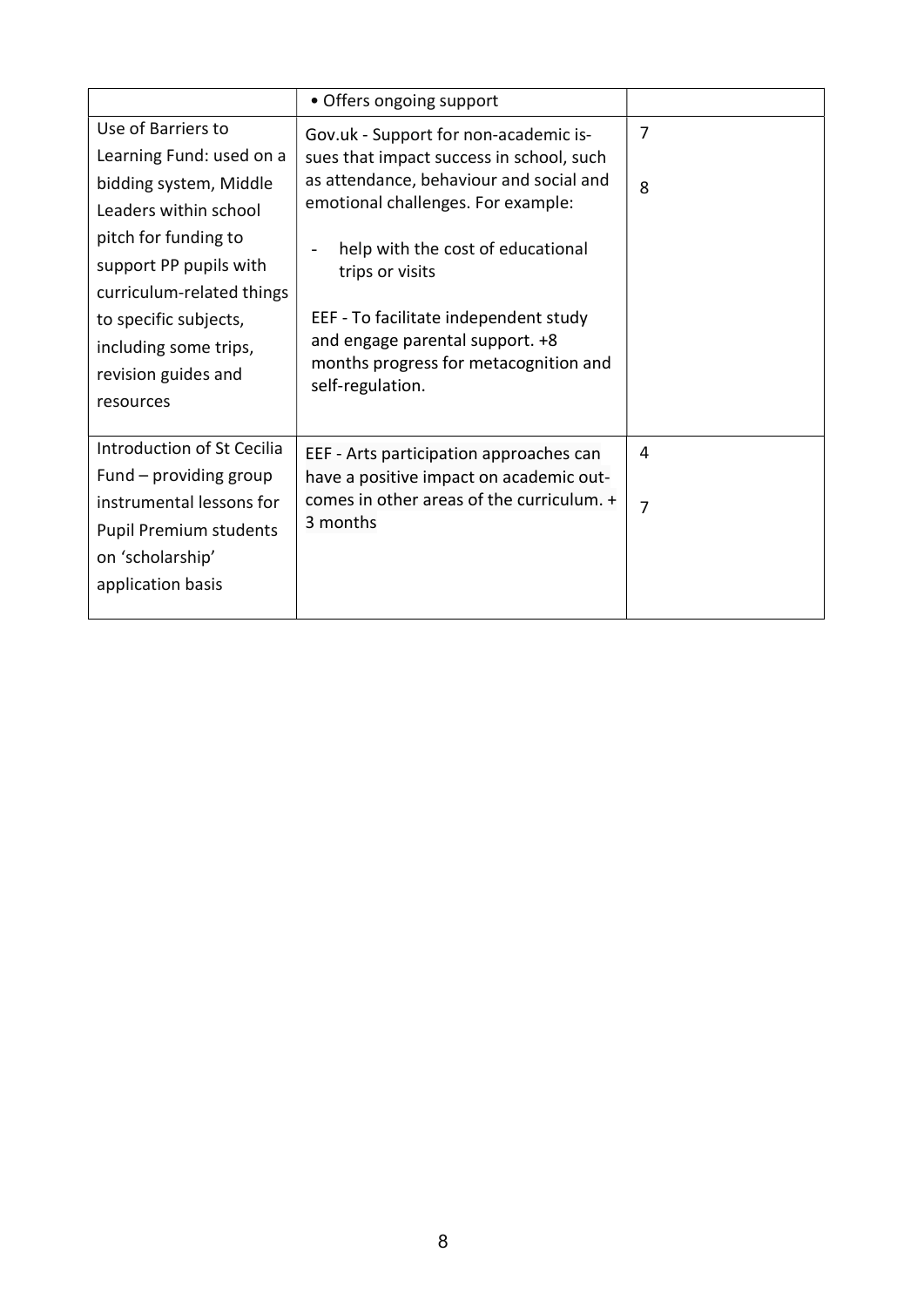| | | |
|---|---|---|
| | • Offers ongoing support | |
| Use of Barriers to Learning Fund: used on a bidding system, Middle Leaders within school pitch for funding to support PP pupils with curriculum-related things to specific subjects, including some trips, revision guides and resources | Gov.uk - Support for non-academic issues that impact success in school, such as attendance, behaviour and social and emotional challenges. For example:<br>- help with the cost of educational trips or visits<br><br>EEF - To facilitate independent study and engage parental support. +8 months progress for metacognition and self-regulation. | 7<br><br>8 |
| Introduction of St Cecilia Fund – providing group instrumental lessons for Pupil Premium students on 'scholarship' application basis | EEF - Arts participation approaches can have a positive impact on academic outcomes in other areas of the curriculum. + 3 months | 4<br><br>7 |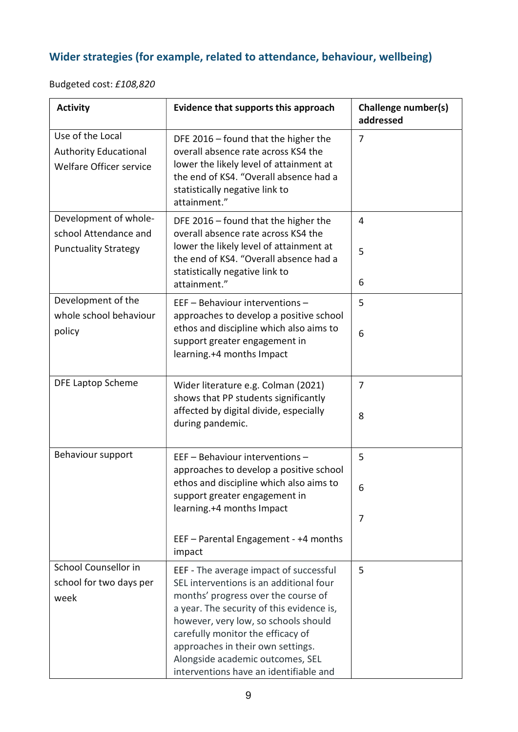## Wider strategies (for example, related to attendance, behaviour, wellbeing)

Budgeted cost: *£108,820*

| Activity | Evidence that supports this approach | Challenge number(s) addressed |
|---|---|---|
| Use of the Local Authority Educational Welfare Officer service | DFE 2016 – found that the higher the overall absence rate across KS4 the lower the likely level of attainment at the end of KS4. "Overall absence had a statistically negative link to attainment." | 7 |
| Development of whole-school Attendance and Punctuality Strategy | DFE 2016 – found that the higher the overall absence rate across KS4 the lower the likely level of attainment at the end of KS4. "Overall absence had a statistically negative link to attainment." | 4<br><br>5<br><br>6 |
| Development of the whole school behaviour policy | EEF – Behaviour interventions – approaches to develop a positive school ethos and discipline which also aims to support greater engagement in learning.+4 months Impact | 5<br><br>6 |
| DFE Laptop Scheme | Wider literature e.g. Colman (2021) shows that PP students significantly affected by digital divide, especially during pandemic. | 7<br><br>8 |
| Behaviour support | EEF – Behaviour interventions – approaches to develop a positive school ethos and discipline which also aims to support greater engagement in learning.+4 months Impact<br><br>EEF – Parental Engagement - +4 months impact | 5<br><br>6<br><br>7 |
| School Counsellor in school for two days per week | EEF - The average impact of successful SEL interventions is an additional four months' progress over the course of a year. The security of this evidence is, however, very low, so schools should carefully monitor the efficacy of approaches in their own settings. Alongside academic outcomes, SEL interventions have an identifiable and | 5 |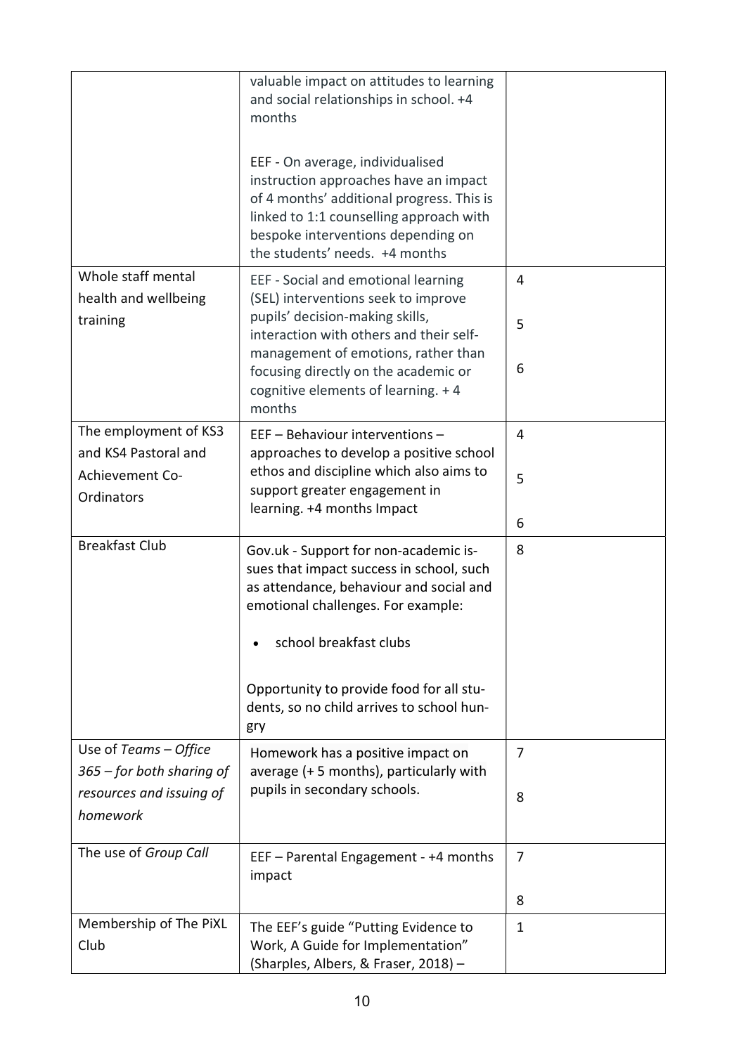| | | |
|---|---|---|
| | valuable impact on attitudes to learning and social relationships in school. +4 months<br><br>EEF - On average, individualised instruction approaches have an impact of 4 months' additional progress. This is linked to 1:1 counselling approach with bespoke interventions depending on the students' needs. +4 months | |
| Whole staff mental health and wellbeing training | EEF - Social and emotional learning (SEL) interventions seek to improve pupils' decision-making skills, interaction with others and their self-management of emotions, rather than focusing directly on the academic or cognitive elements of learning. + 4 months | 4<br><br>5<br><br>6 |
| The employment of KS3 and KS4 Pastoral and Achievement Co-Ordinators | EEF – Behaviour interventions – approaches to develop a positive school ethos and discipline which also aims to support greater engagement in learning. +4 months Impact | 4<br><br>5<br><br>6 |
| Breakfast Club | Gov.uk - Support for non-academic issues that impact success in school, such as attendance, behaviour and social and emotional challenges. For example:<br><br>• school breakfast clubs<br><br>Opportunity to provide food for all students, so no child arrives to school hungry | 8 |
| Use of *Teams – Office 365 – for both sharing of resources and issuing of homework* | Homework has a positive impact on average (+ 5 months), particularly with pupils in secondary schools. | 7<br><br>8 |
| The use of *Group Call* | EEF – Parental Engagement - +4 months impact | 7<br><br>8 |
| Membership of The PiXL Club | The EEF's guide "Putting Evidence to Work, A Guide for Implementation" (Sharples, Albers, & Fraser, 2018) – | 1 |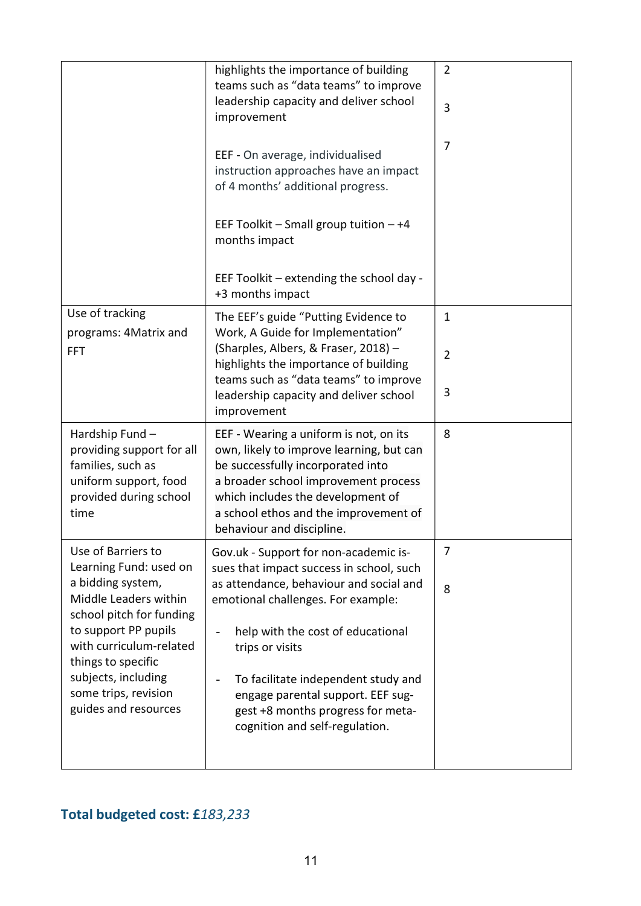| | | |
|---|---|---|
| | highlights the importance of building teams such as "data teams" to improve leadership capacity and deliver school improvement<br><br>EEF - On average, individualised instruction approaches have an impact of 4 months' additional progress.<br><br>EEF Toolkit – Small group tuition – +4 months impact<br><br>EEF Toolkit – extending the school day - +3 months impact | 2<br><br>3<br><br>7 |
| Use of tracking programs: 4Matrix and FFT | The EEF's guide "Putting Evidence to Work, A Guide for Implementation" (Sharples, Albers, & Fraser, 2018) – highlights the importance of building teams such as "data teams" to improve leadership capacity and deliver school improvement | 1<br><br>2<br><br>3 |
| Hardship Fund – providing support for all families, such as uniform support, food provided during school time | EEF - Wearing a uniform is not, on its own, likely to improve learning, but can be successfully incorporated into a broader school improvement process which includes the development of a school ethos and the improvement of behaviour and discipline. | 8 |
| Use of Barriers to Learning Fund: used on a bidding system, Middle Leaders within school pitch for funding to support PP pupils with curriculum-related things to specific subjects, including some trips, revision guides and resources | Gov.uk - Support for non-academic issues that impact success in school, such as attendance, behaviour and social and emotional challenges. For example:<br><br>- help with the cost of educational trips or visits<br><br>- To facilitate independent study and engage parental support. EEF suggest +8 months progress for meta-cognition and self-regulation. | 7<br><br>8 |

**Total budgeted cost: £***183,233*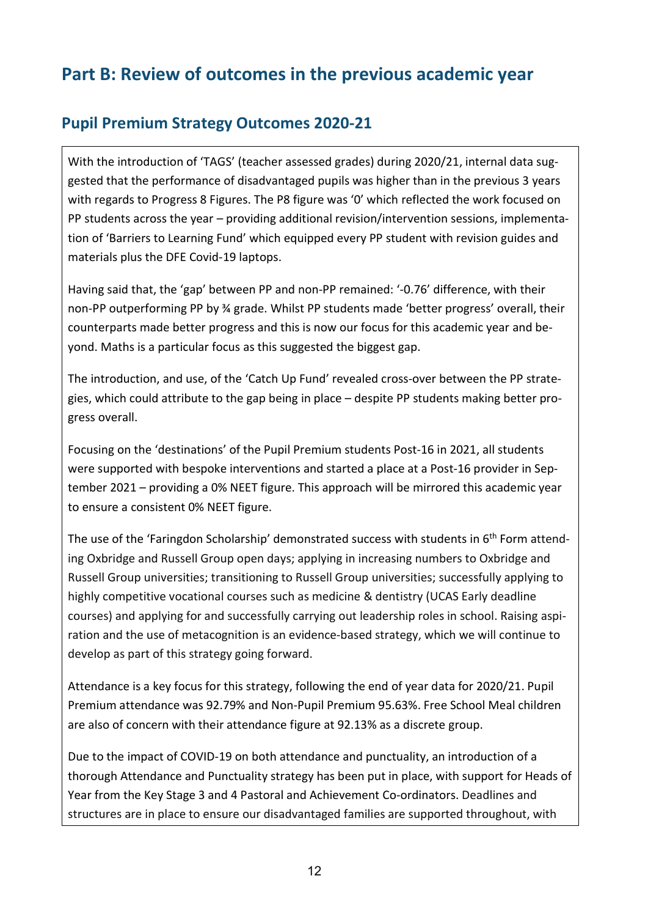# Part B: Review of outcomes in the previous academic year

## Pupil Premium Strategy Outcomes 2020-21

With the introduction of 'TAGS' (teacher assessed grades) during 2020/21, internal data suggested that the performance of disadvantaged pupils was higher than in the previous 3 years with regards to Progress 8 Figures. The P8 figure was '0' which reflected the work focused on PP students across the year – providing additional revision/intervention sessions, implementation of 'Barriers to Learning Fund' which equipped every PP student with revision guides and materials plus the DFE Covid-19 laptops.

Having said that, the 'gap' between PP and non-PP remained: '-0.76' difference, with their non-PP outperforming PP by ¾ grade. Whilst PP students made 'better progress' overall, their counterparts made better progress and this is now our focus for this academic year and beyond. Maths is a particular focus as this suggested the biggest gap.

The introduction, and use, of the 'Catch Up Fund' revealed cross-over between the PP strategies, which could attribute to the gap being in place – despite PP students making better progress overall.

Focusing on the 'destinations' of the Pupil Premium students Post-16 in 2021, all students were supported with bespoke interventions and started a place at a Post-16 provider in September 2021 – providing a 0% NEET figure. This approach will be mirrored this academic year to ensure a consistent 0% NEET figure.

The use of the 'Faringdon Scholarship' demonstrated success with students in 6th Form attending Oxbridge and Russell Group open days; applying in increasing numbers to Oxbridge and Russell Group universities; transitioning to Russell Group universities; successfully applying to highly competitive vocational courses such as medicine & dentistry (UCAS Early deadline courses) and applying for and successfully carrying out leadership roles in school. Raising aspiration and the use of metacognition is an evidence-based strategy, which we will continue to develop as part of this strategy going forward.

Attendance is a key focus for this strategy, following the end of year data for 2020/21. Pupil Premium attendance was 92.79% and Non-Pupil Premium 95.63%. Free School Meal children are also of concern with their attendance figure at 92.13% as a discrete group.

Due to the impact of COVID-19 on both attendance and punctuality, an introduction of a thorough Attendance and Punctuality strategy has been put in place, with support for Heads of Year from the Key Stage 3 and 4 Pastoral and Achievement Co-ordinators. Deadlines and structures are in place to ensure our disadvantaged families are supported throughout, with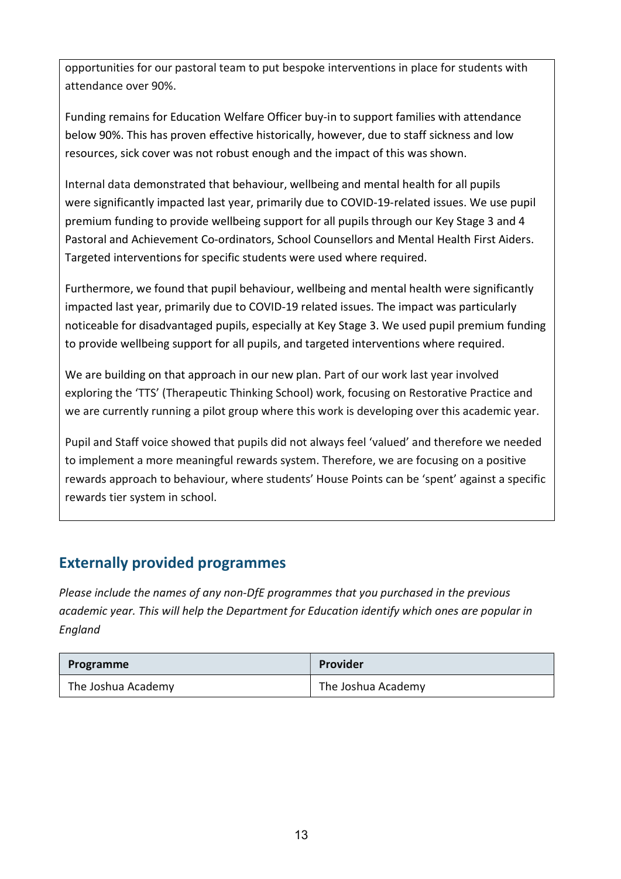opportunities for our pastoral team to put bespoke interventions in place for students with attendance over 90%.

Funding remains for Education Welfare Officer buy-in to support families with attendance below 90%. This has proven effective historically, however, due to staff sickness and low resources, sick cover was not robust enough and the impact of this was shown.

Internal data demonstrated that behaviour, wellbeing and mental health for all pupils were significantly impacted last year, primarily due to COVID-19-related issues. We use pupil premium funding to provide wellbeing support for all pupils through our Key Stage 3 and 4 Pastoral and Achievement Co-ordinators, School Counsellors and Mental Health First Aiders. Targeted interventions for specific students were used where required.

Furthermore, we found that pupil behaviour, wellbeing and mental health were significantly impacted last year, primarily due to COVID-19 related issues. The impact was particularly noticeable for disadvantaged pupils, especially at Key Stage 3. We used pupil premium funding to provide wellbeing support for all pupils, and targeted interventions where required.

We are building on that approach in our new plan. Part of our work last year involved exploring the 'TTS' (Therapeutic Thinking School) work, focusing on Restorative Practice and we are currently running a pilot group where this work is developing over this academic year.

Pupil and Staff voice showed that pupils did not always feel 'valued' and therefore we needed to implement a more meaningful rewards system. Therefore, we are focusing on a positive rewards approach to behaviour, where students' House Points can be 'spent' against a specific rewards tier system in school.

## Externally provided programmes

*Please include the names of any non-DfE programmes that you purchased in the previous academic year. This will help the Department for Education identify which ones are popular in England*

| Programme | Provider |
|---|---|
| The Joshua Academy | The Joshua Academy |